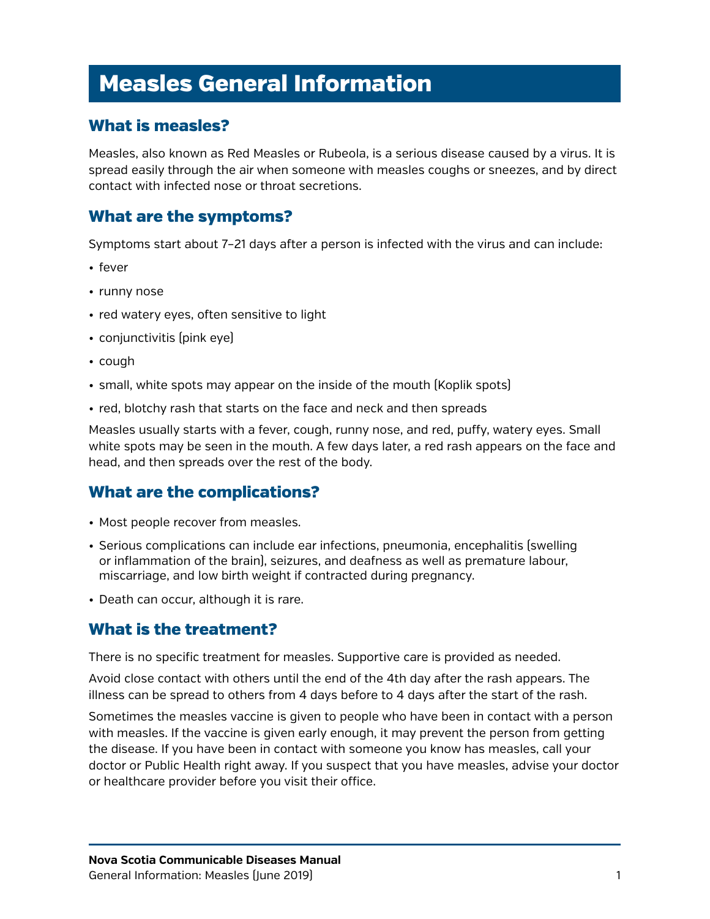# Measles General Information

## What is measles?

Measles, also known as Red Measles or Rubeola, is a serious disease caused by a virus. It is spread easily through the air when someone with measles coughs or sneezes, and by direct contact with infected nose or throat secretions.

## What are the symptoms?

Symptoms start about 7–21 days after a person is infected with the virus and can include:

- fever
- runny nose
- red watery eyes, often sensitive to light
- conjunctivitis (pink eye)
- cough
- small, white spots may appear on the inside of the mouth (Koplik spots)
- red, blotchy rash that starts on the face and neck and then spreads

Measles usually starts with a fever, cough, runny nose, and red, puffy, watery eyes. Small white spots may be seen in the mouth. A few days later, a red rash appears on the face and head, and then spreads over the rest of the body.

## What are the complications?

- Most people recover from measles.
- Serious complications can include ear infections, pneumonia, encephalitis (swelling or inflammation of the brain), seizures, and deafness as well as premature labour, miscarriage, and low birth weight if contracted during pregnancy.
- Death can occur, although it is rare.

## What is the treatment?

There is no specific treatment for measles. Supportive care is provided as needed.

Avoid close contact with others until the end of the 4th day after the rash appears. The illness can be spread to others from 4 days before to 4 days after the start of the rash.

Sometimes the measles vaccine is given to people who have been in contact with a person with measles. If the vaccine is given early enough, it may prevent the person from getting the disease. If you have been in contact with someone you know has measles, call your doctor or Public Health right away. If you suspect that you have measles, advise your doctor or healthcare provider before you visit their office.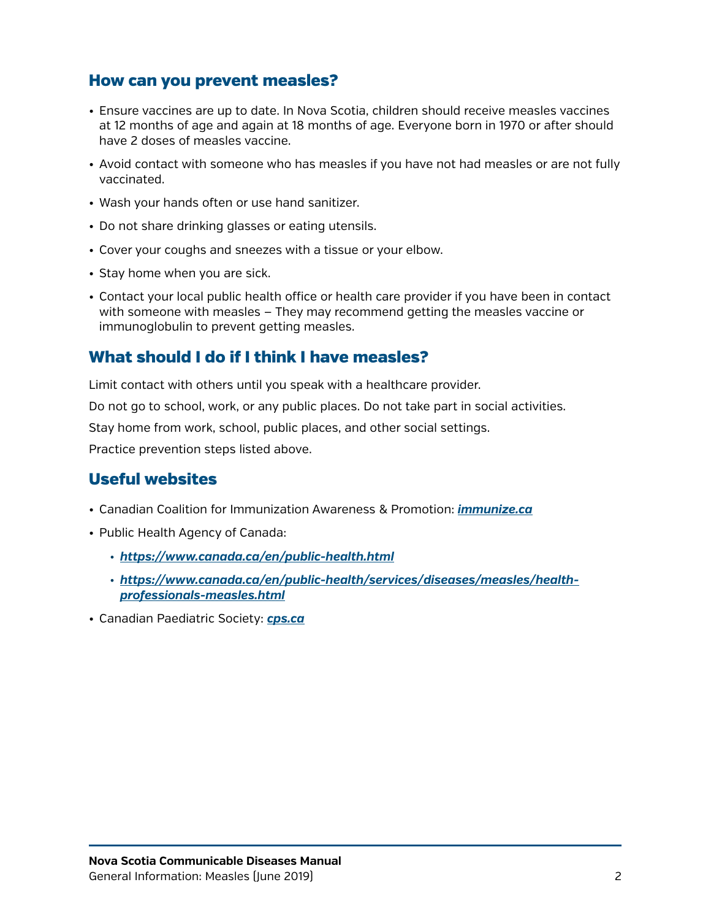## How can you prevent measles?

- Ensure vaccines are up to date. In Nova Scotia, children should receive measles vaccines at 12 months of age and again at 18 months of age. Everyone born in 1970 or after should have 2 doses of measles vaccine.
- Avoid contact with someone who has measles if you have not had measles or are not fully vaccinated.
- Wash your hands often or use hand sanitizer.
- Do not share drinking glasses or eating utensils.
- Cover your coughs and sneezes with a tissue or your elbow.
- Stay home when you are sick.
- Contact your local public health office or health care provider if you have been in contact with someone with measles – They may recommend getting the measles vaccine or immunoglobulin to prevent getting measles.

## What should I do if I think I have measles?

Limit contact with others until you speak with a healthcare provider.

Do not go to school, work, or any public places. Do not take part in social activities.

Stay home from work, school, public places, and other social settings.

Practice prevention steps listed above.

## Useful websites

- Canadian Coalition for Immunization Awareness & Promotion: ***immunize.ca***
- Public Health Agency of Canada:
  - ***https://www.canada.ca/en/public-health.html***
  - ***https://www.canada.ca/en/public-health/services/diseases/measles/health-professionals-measles.html***
- Canadian Paediatric Society: ***cps.ca***